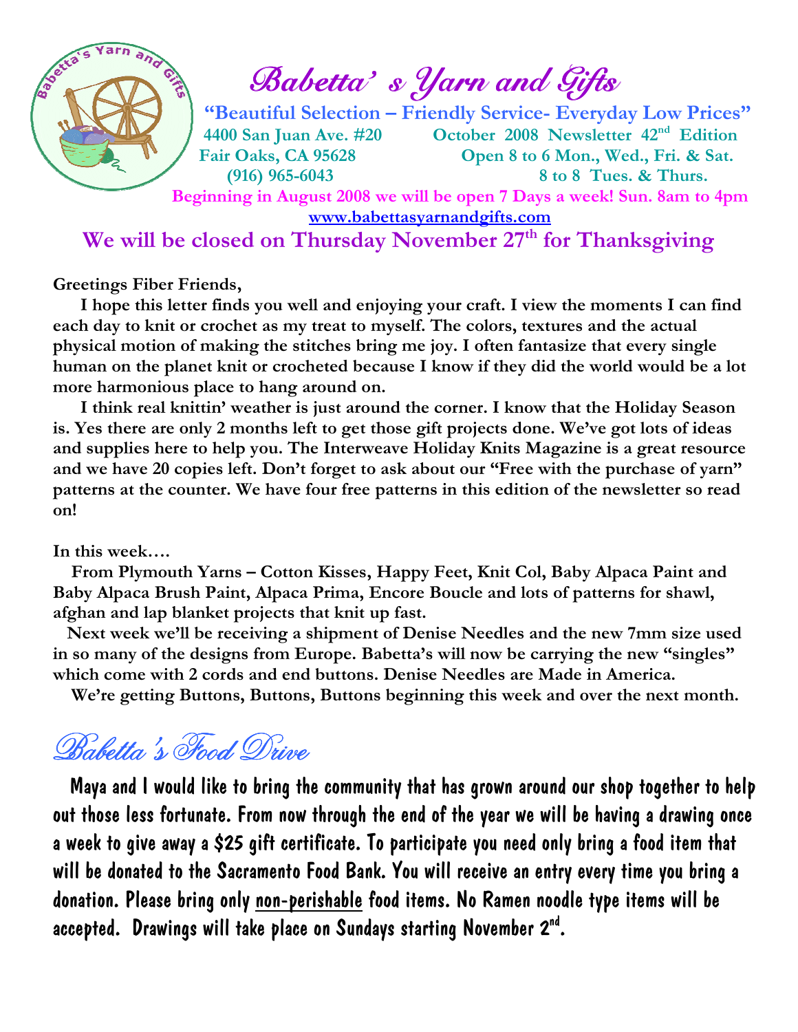# Babetta' s Yarn and Gifts

**"Beautiful Selection – Friendly Service- Everyday Low Prices"**

**4400 San Juan Ave. #20** **October 2008 Newsletter 42nd Edition**

**Fair Oaks, CA 95628** **Open 8 to 6 Mon., Wed., Fri. & Sat.**

**(916) 965-6043** **8 to 8 Tues. & Thurs.**

**Beginning in August 2008 we will be open 7 Days a week! Sun. 8am to 4pm**

**www.babettasyarnandgifts.com**

## We will be closed on Thursday November 27th for Thanksgiving

**Greetings Fiber Friends,**

**I hope this letter finds you well and enjoying your craft. I view the moments I can find each day to knit or crochet as my treat to myself. The colors, textures and the actual physical motion of making the stitches bring me joy. I often fantasize that every single human on the planet knit or crocheted because I know if they did the world would be a lot more harmonious place to hang around on.**

**I think real knittin' weather is just around the corner. I know that the Holiday Season is. Yes there are only 2 months left to get those gift projects done. We've got lots of ideas and supplies here to help you. The Interweave Holiday Knits Magazine is a great resource and we have 20 copies left. Don't forget to ask about our "Free with the purchase of yarn" patterns at the counter. We have four free patterns in this edition of the newsletter so read on!**

**In this week….**

**From Plymouth Yarns – Cotton Kisses, Happy Feet, Knit Col, Baby Alpaca Paint and Baby Alpaca Brush Paint, Alpaca Prima, Encore Boucle and lots of patterns for shawl, afghan and lap blanket projects that knit up fast.**

**Next week we'll be receiving a shipment of Denise Needles and the new 7mm size used in so many of the designs from Europe. Babetta's will now be carrying the new "singles" which come with 2 cords and end buttons. Denise Needles are Made in America.**

**We're getting Buttons, Buttons, Buttons beginning this week and over the next month.**

## Babetta's Food Drive

Maya and I would like to bring the community that has grown around our shop together to help out those less fortunate. From now through the end of the year we will be having a drawing once a week to give away a $25 gift certificate. To participate you need only bring a food item that will be donated to the Sacramento Food Bank. You will receive an entry every time you bring a donation. Please bring only non-perishable food items. No Ramen noodle type items will be accepted. Drawings will take place on Sundays starting November 2nd.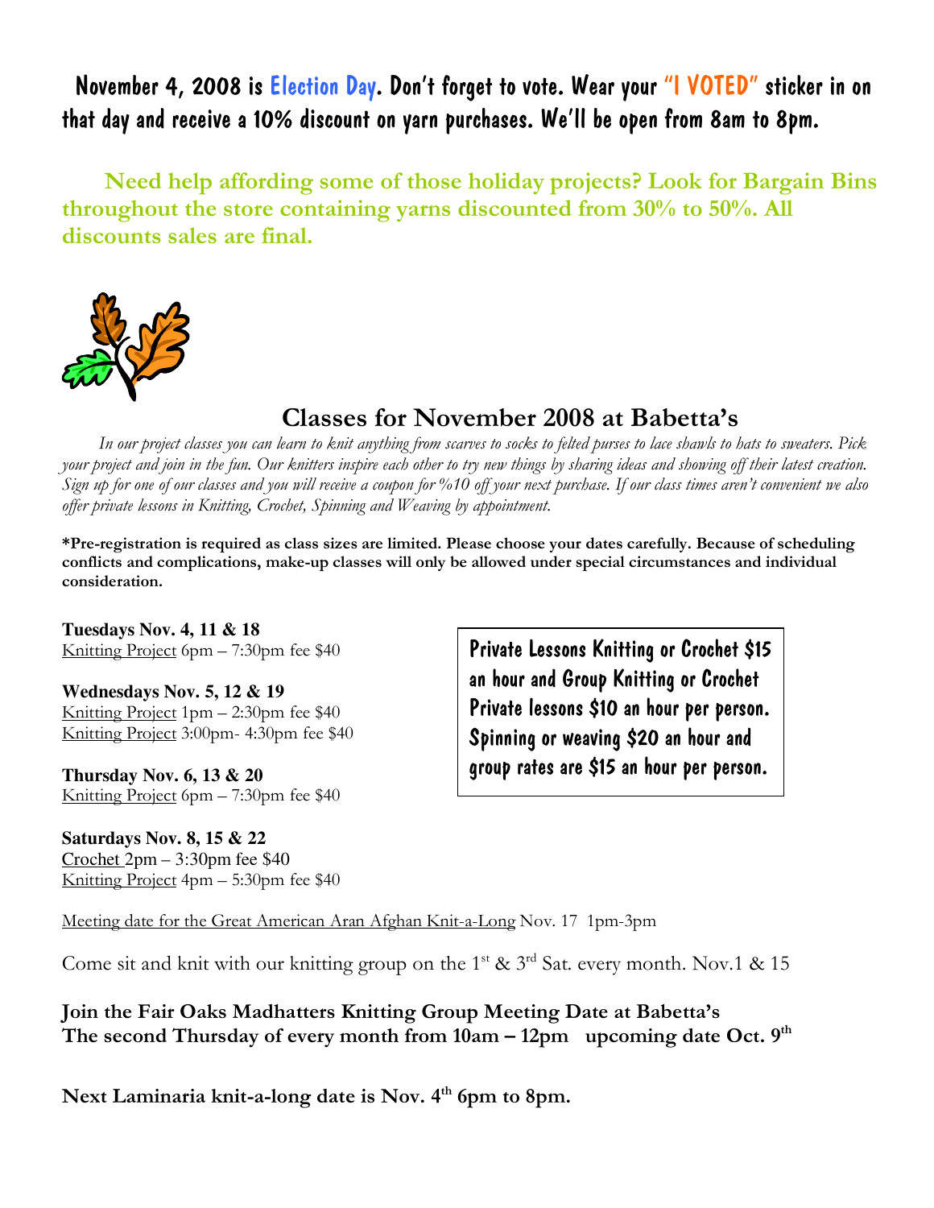**November 4, 2008 is Election Day. Don't forget to vote. Wear your "I VOTED" sticker in on that day and receive a 10% discount on yarn purchases. We'll be open from 8am to 8pm.**

**Need help affording some of those holiday projects? Look for Bargain Bins throughout the store containing yarns discounted from 30% to 50%. All discounts sales are final.**

## Classes for November 2008 at Babetta's

*In our project classes you can learn to knit anything from scarves to socks to felted purses to lace shawls to hats to sweaters. Pick your project and join in the fun. Our knitters inspire each other to try new things by sharing ideas and showing off their latest creation. Sign up for one of our classes and you will receive a coupon for %10 off your next purchase. If our class times aren't convenient we also offer private lessons in Knitting, Crochet, Spinning and Weaving by appointment.*

**\*Pre-registration is required as class sizes are limited. Please choose your dates carefully. Because of scheduling conflicts and complications, make-up classes will only be allowed under special circumstances and individual consideration.**

**Tuesdays Nov. 4, 11 & 18**
Knitting Project 6pm – 7:30pm fee $40

**Wednesdays Nov. 5, 12 & 19**
Knitting Project 1pm – 2:30pm fee $40
Knitting Project 3:00pm- 4:30pm fee $40

**Thursday Nov. 6, 13 & 20**
Knitting Project 6pm – 7:30pm fee $40

**Saturdays Nov. 8, 15 & 22**
Crochet 2pm – 3:30pm fee $40
Knitting Project 4pm – 5:30pm fee $40

**Private Lessons Knitting or Crochet $15 an hour and Group Knitting or Crochet Private lessons $10 an hour per person. Spinning or weaving $20 an hour and group rates are $15 an hour per person.**

Meeting date for the Great American Aran Afghan Knit-a-Long Nov. 17 1pm-3pm

Come sit and knit with our knitting group on the 1st & 3rd Sat. every month. Nov.1 & 15

**Join the Fair Oaks Madhatters Knitting Group Meeting Date at Babetta's**
**The second Thursday of every month from 10am – 12pm upcoming date Oct. 9th**

**Next Laminaria knit-a-long date is Nov. 4th 6pm to 8pm.**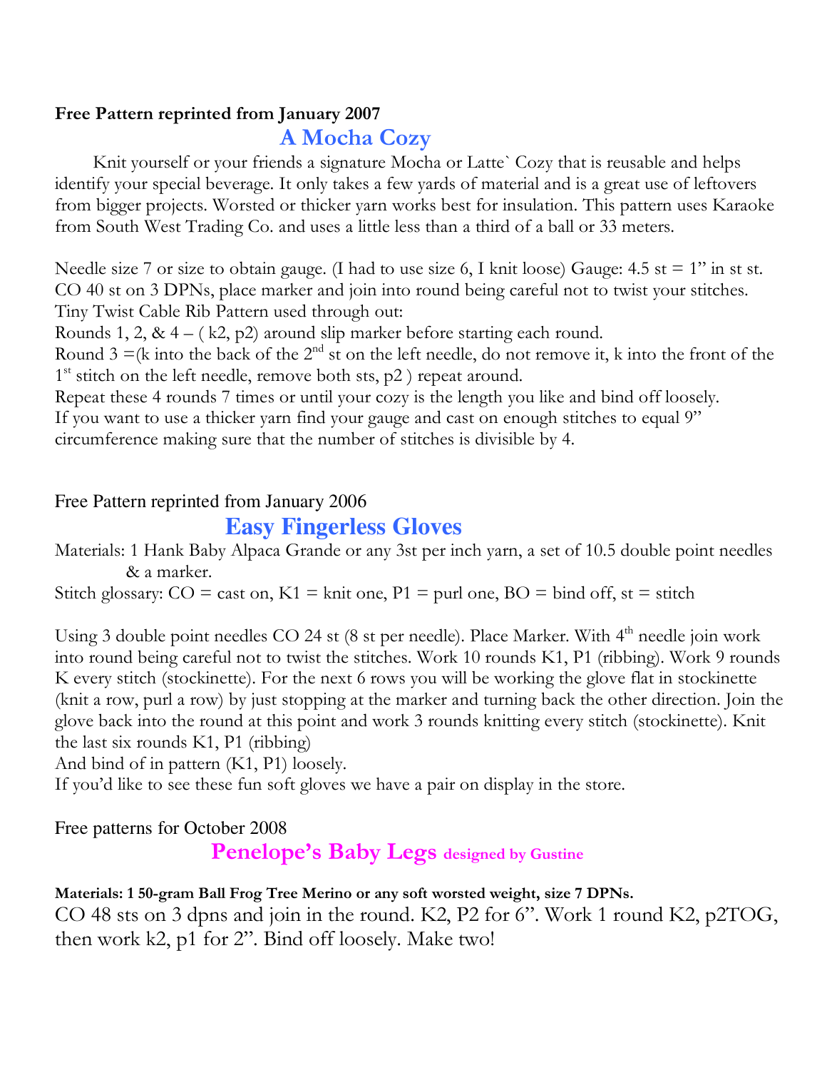**Free Pattern reprinted from January 2007**

## A Mocha Cozy

Knit yourself or your friends a signature Mocha or Latte` Cozy that is reusable and helps identify your special beverage. It only takes a few yards of material and is a great use of leftovers from bigger projects. Worsted or thicker yarn works best for insulation. This pattern uses Karaoke from South West Trading Co. and uses a little less than a third of a ball or 33 meters.

Needle size 7 or size to obtain gauge. (I had to use size 6, I knit loose) Gauge: 4.5 st = 1" in st st.
CO 40 st on 3 DPNs, place marker and join into round being careful not to twist your stitches.
Tiny Twist Cable Rib Pattern used through out:
Rounds 1, 2, & 4 – ( k2, p2) around slip marker before starting each round.
Round 3 =(k into the back of the 2nd st on the left needle, do not remove it, k into the front of the 1st stitch on the left needle, remove both sts, p2 ) repeat around.
Repeat these 4 rounds 7 times or until your cozy is the length you like and bind off loosely.
If you want to use a thicker yarn find your gauge and cast on enough stitches to equal 9" circumference making sure that the number of stitches is divisible by 4.

Free Pattern reprinted from January 2006

## Easy Fingerless Gloves

Materials: 1 Hank Baby Alpaca Grande or any 3st per inch yarn, a set of 10.5 double point needles & a marker.
Stitch glossary: CO = cast on, K1 = knit one, P1 = purl one, BO = bind off, st = stitch

Using 3 double point needles CO 24 st (8 st per needle). Place Marker. With 4th needle join work into round being careful not to twist the stitches. Work 10 rounds K1, P1 (ribbing). Work 9 rounds K every stitch (stockinette). For the next 6 rows you will be working the glove flat in stockinette (knit a row, purl a row) by just stopping at the marker and turning back the other direction. Join the glove back into the round at this point and work 3 rounds knitting every stitch (stockinette). Knit the last six rounds K1, P1 (ribbing)
And bind of in pattern (K1, P1) loosely.
If you'd like to see these fun soft gloves we have a pair on display in the store.

Free patterns for October 2008

## Penelope's Baby Legs designed by Gustine

**Materials: 1 50-gram Ball Frog Tree Merino or any soft worsted weight, size 7 DPNs.**
CO 48 sts on 3 dpns and join in the round. K2, P2 for 6". Work 1 round K2, p2TOG, then work k2, p1 for 2". Bind off loosely. Make two!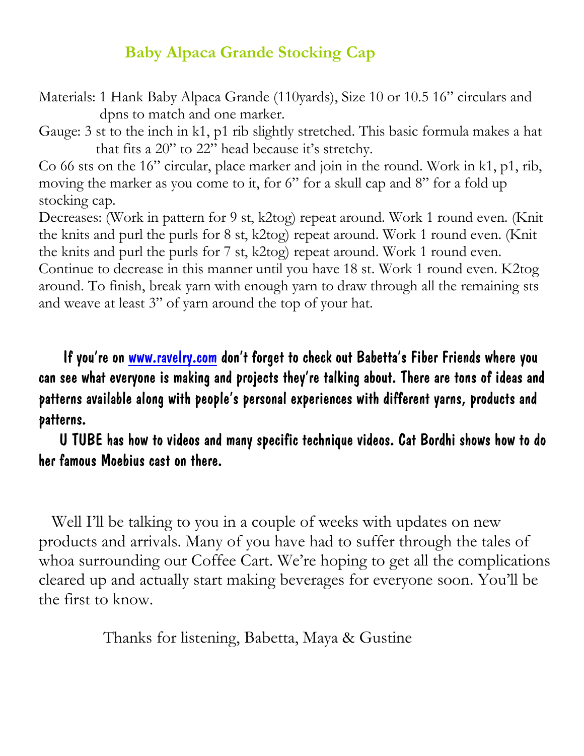## Baby Alpaca Grande Stocking Cap

Materials: 1 Hank Baby Alpaca Grande (110yards), Size 10 or 10.5 16" circulars and dpns to match and one marker.

Gauge: 3 st to the inch in k1, p1 rib slightly stretched. This basic formula makes a hat that fits a 20" to 22" head because it's stretchy.

Co 66 sts on the 16" circular, place marker and join in the round. Work in k1, p1, rib, moving the marker as you come to it, for 6" for a skull cap and 8" for a fold up stocking cap.

Decreases: (Work in pattern for 9 st, k2tog) repeat around. Work 1 round even. (Knit the knits and purl the purls for 8 st, k2tog) repeat around. Work 1 round even. (Knit the knits and purl the purls for 7 st, k2tog) repeat around. Work 1 round even. Continue to decrease in this manner until you have 18 st. Work 1 round even. K2tog around. To finish, break yarn with enough yarn to draw through all the remaining sts and weave at least 3" of yarn around the top of your hat.

**If you're on [www.ravelry.com](http://www.ravelry.com) don't forget to check out Babetta's Fiber Friends where you can see what everyone is making and projects they're talking about. There are tons of ideas and patterns available along with people's personal experiences with different yarns, products and patterns.**

**U TUBE has how to videos and many specific technique videos. Cat Bordhi shows how to do her famous Moebius cast on there.**

Well I'll be talking to you in a couple of weeks with updates on new products and arrivals. Many of you have had to suffer through the tales of whoa surrounding our Coffee Cart. We're hoping to get all the complications cleared up and actually start making beverages for everyone soon. You'll be the first to know.

Thanks for listening, Babetta, Maya & Gustine